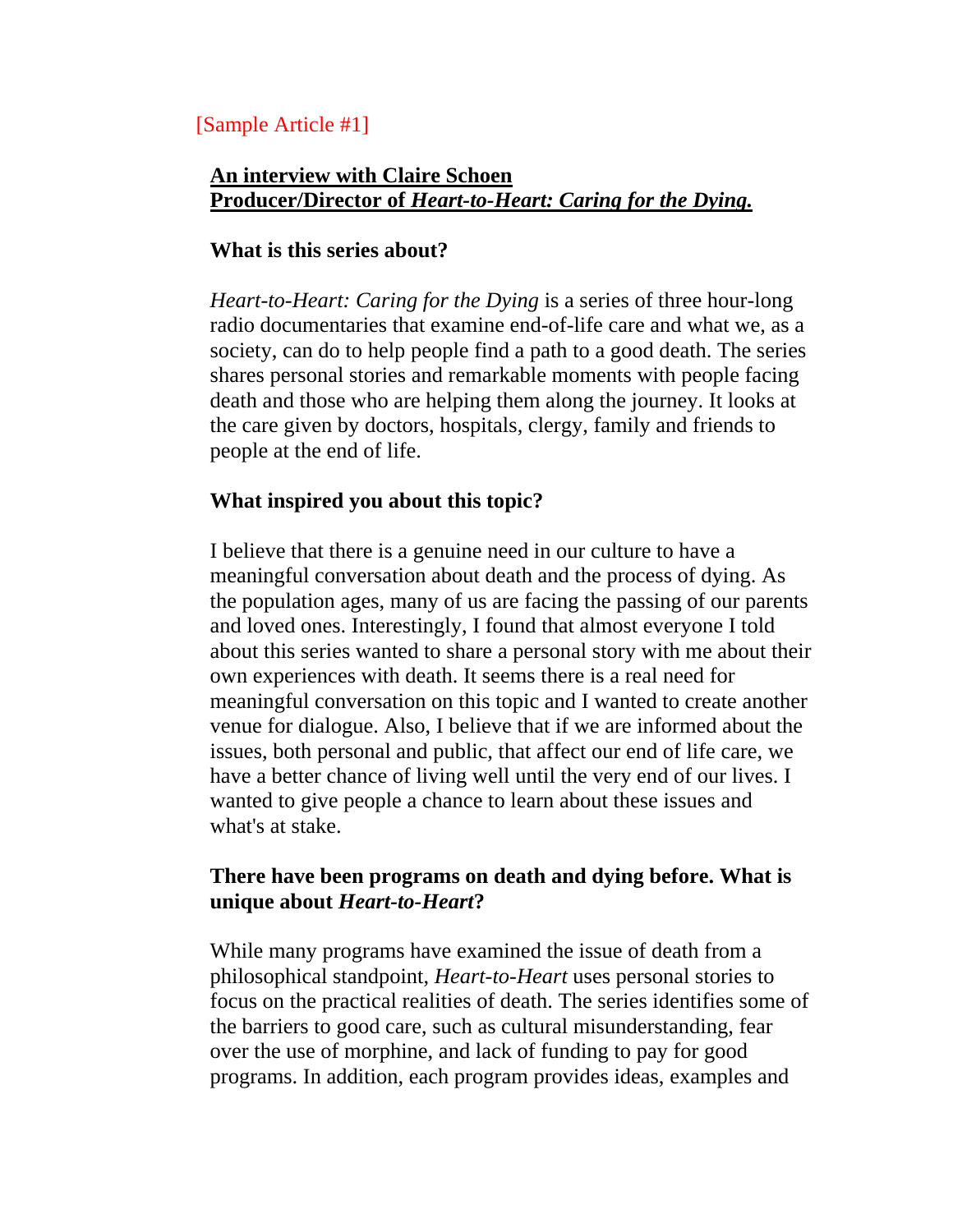[Sample Article #1]

## **An interview with Claire Schoen**
## **Producer/Director of *Heart-to-Heart: Caring for the Dying.***

### **What is this series about?**

*Heart-to-Heart: Caring for the Dying* is a series of three hour-long radio documentaries that examine end-of-life care and what we, as a society, can do to help people find a path to a good death. The series shares personal stories and remarkable moments with people facing death and those who are helping them along the journey. It looks at the care given by doctors, hospitals, clergy, family and friends to people at the end of life.

### **What inspired you about this topic?**

I believe that there is a genuine need in our culture to have a meaningful conversation about death and the process of dying. As the population ages, many of us are facing the passing of our parents and loved ones. Interestingly, I found that almost everyone I told about this series wanted to share a personal story with me about their own experiences with death. It seems there is a real need for meaningful conversation on this topic and I wanted to create another venue for dialogue. Also, I believe that if we are informed about the issues, both personal and public, that affect our end of life care, we have a better chance of living well until the very end of our lives. I wanted to give people a chance to learn about these issues and what's at stake.

### **There have been programs on death and dying before. What is unique about *Heart-to-Heart*?**

While many programs have examined the issue of death from a philosophical standpoint, *Heart-to-Heart* uses personal stories to focus on the practical realities of death. The series identifies some of the barriers to good care, such as cultural misunderstanding, fear over the use of morphine, and lack of funding to pay for good programs. In addition, each program provides ideas, examples and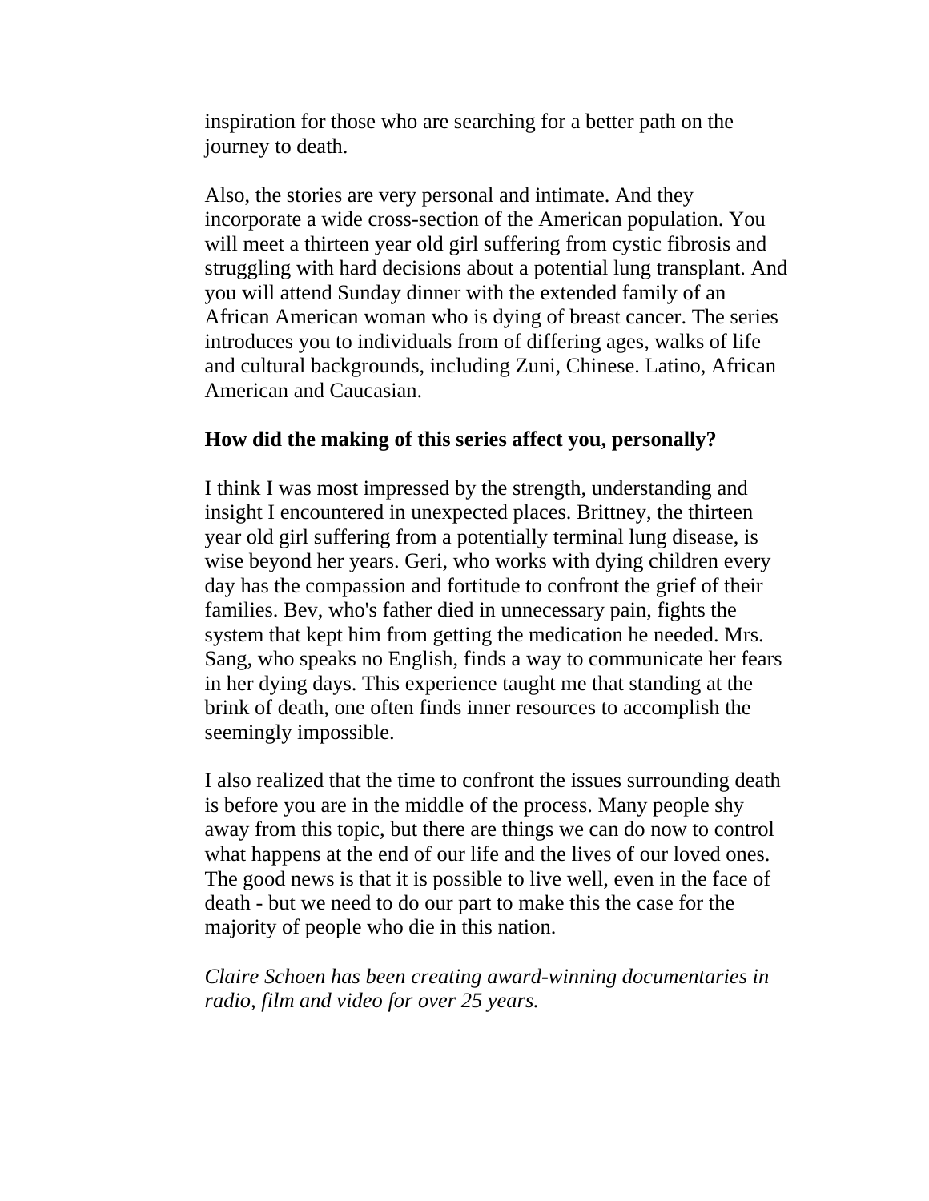inspiration for those who are searching for a better path on the journey to death.

Also, the stories are very personal and intimate. And they incorporate a wide cross-section of the American population. You will meet a thirteen year old girl suffering from cystic fibrosis and struggling with hard decisions about a potential lung transplant. And you will attend Sunday dinner with the extended family of an African American woman who is dying of breast cancer. The series introduces you to individuals from of differing ages, walks of life and cultural backgrounds, including Zuni, Chinese. Latino, African American and Caucasian.

**How did the making of this series affect you, personally?**

I think I was most impressed by the strength, understanding and insight I encountered in unexpected places. Brittney, the thirteen year old girl suffering from a potentially terminal lung disease, is wise beyond her years. Geri, who works with dying children every day has the compassion and fortitude to confront the grief of their families. Bev, who's father died in unnecessary pain, fights the system that kept him from getting the medication he needed. Mrs. Sang, who speaks no English, finds a way to communicate her fears in her dying days. This experience taught me that standing at the brink of death, one often finds inner resources to accomplish the seemingly impossible.

I also realized that the time to confront the issues surrounding death is before you are in the middle of the process. Many people shy away from this topic, but there are things we can do now to control what happens at the end of our life and the lives of our loved ones. The good news is that it is possible to live well, even in the face of death - but we need to do our part to make this the case for the majority of people who die in this nation.

*Claire Schoen has been creating award-winning documentaries in radio, film and video for over 25 years.*